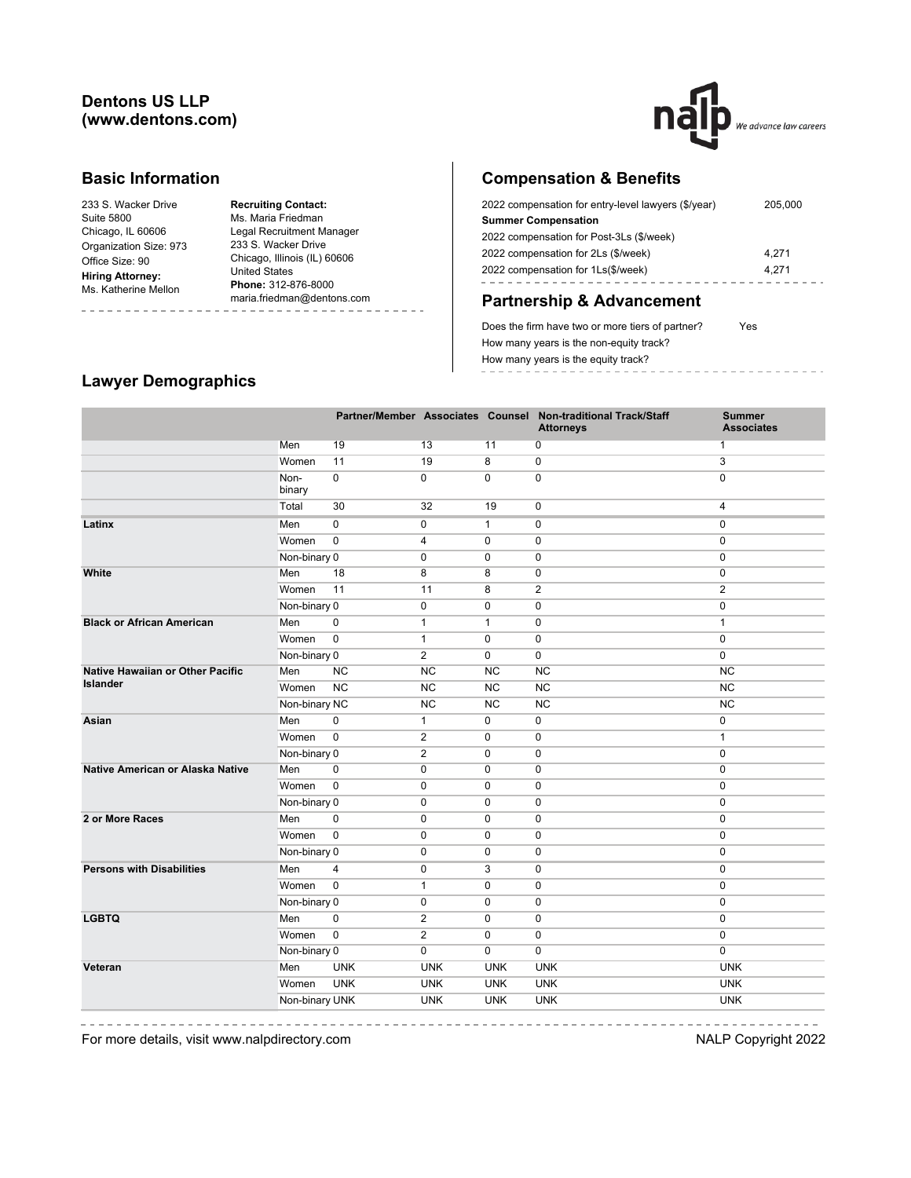# Dentons US LLP (www.dentons.com)

## Basic Information

233 S. Wacker Drive
Suite 5800
Chicago, IL 60606
Organization Size: 973
Office Size: 90

**Hiring Attorney:**
Ms. Katherine Mellon

**Recruiting Contact:**
Ms. Maria Friedman
Legal Recruitment Manager
233 S. Wacker Drive
Chicago, Illinois (IL) 60606
United States
**Phone:** 312-876-8000
maria.friedman@dentons.com

## Compensation & Benefits

| | |
|---|---|
| 2022 compensation for entry-level lawyers ($/year) | 205,000 |
| **Summer Compensation** | |
| 2022 compensation for Post-3Ls ($/week) | |
| 2022 compensation for 2Ls ($/week) | 4,271 |
| 2022 compensation for 1Ls($/week) | 4,271 |

## Partnership & Advancement

| | |
|---|---|
| Does the firm have two or more tiers of partner? | Yes |
| How many years is the non-equity track? | |
| How many years is the equity track? | |

## Lawyer Demographics

| | | Partner/Member | Associates | Counsel | Non-traditional Track/Staff Attorneys | Summer Associates |
|---|---|---|---|---|---|---|
| | Men | 19 | 13 | 11 | 0 | 1 |
| | Women | 11 | 19 | 8 | 0 | 3 |
| | Non-binary | 0 | 0 | 0 | 0 | 0 |
| | Total | 30 | 32 | 19 | 0 | 4 |
| **Latinx** | Men | 0 | 0 | 1 | 0 | 0 |
| | Women | 0 | 4 | 0 | 0 | 0 |
| | Non-binary | 0 | 0 | 0 | 0 | 0 |
| **White** | Men | 18 | 8 | 8 | 0 | 0 |
| | Women | 11 | 11 | 8 | 2 | 2 |
| | Non-binary | 0 | 0 | 0 | 0 | 0 |
| **Black or African American** | Men | 0 | 1 | 1 | 0 | 1 |
| | Women | 0 | 1 | 0 | 0 | 0 |
| | Non-binary | 0 | 2 | 0 | 0 | 0 |
| **Native Hawaiian or Other Pacific Islander** | Men | NC | NC | NC | NC | NC |
| | Women | NC | NC | NC | NC | NC |
| | Non-binary | NC | NC | NC | NC | NC |
| **Asian** | Men | 0 | 1 | 0 | 0 | 0 |
| | Women | 0 | 2 | 0 | 0 | 1 |
| | Non-binary | 0 | 2 | 0 | 0 | 0 |
| **Native American or Alaska Native** | Men | 0 | 0 | 0 | 0 | 0 |
| | Women | 0 | 0 | 0 | 0 | 0 |
| | Non-binary | 0 | 0 | 0 | 0 | 0 |
| **2 or More Races** | Men | 0 | 0 | 0 | 0 | 0 |
| | Women | 0 | 0 | 0 | 0 | 0 |
| | Non-binary | 0 | 0 | 0 | 0 | 0 |
| **Persons with Disabilities** | Men | 4 | 0 | 3 | 0 | 0 |
| | Women | 0 | 1 | 0 | 0 | 0 |
| | Non-binary | 0 | 0 | 0 | 0 | 0 |
| **LGBTQ** | Men | 0 | 2 | 0 | 0 | 0 |
| | Women | 0 | 2 | 0 | 0 | 0 |
| | Non-binary | 0 | 0 | 0 | 0 | 0 |
| **Veteran** | Men | UNK | UNK | UNK | UNK | UNK |
| | Women | UNK | UNK | UNK | UNK | UNK |
| | Non-binary | UNK | UNK | UNK | UNK | UNK |

For more details, visit www.nalpdirectory.com

NALP Copyright 2022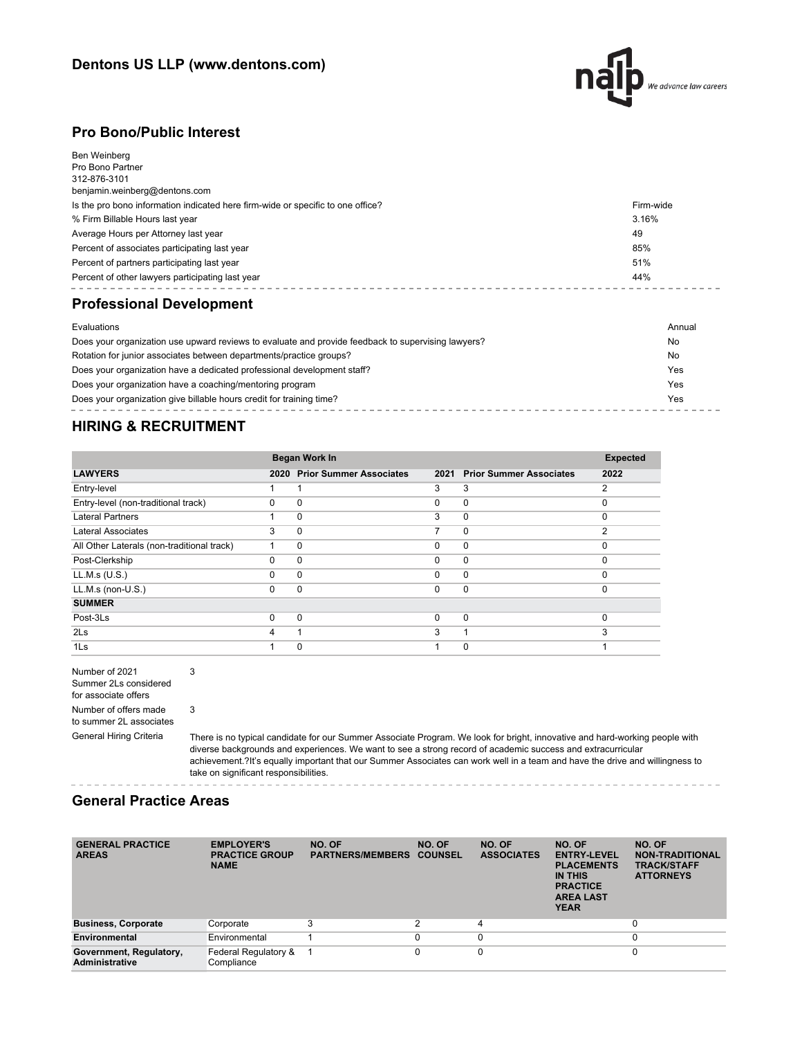## Dentons US LLP (www.dentons.com)

### Pro Bono/Public Interest

Ben Weinberg
Pro Bono Partner
312-876-3101
benjamin.weinberg@dentons.com

| | |
|---|---|
| Is the pro bono information indicated here firm-wide or specific to one office? | Firm-wide |
| % Firm Billable Hours last year | 3.16% |
| Average Hours per Attorney last year | 49 |
| Percent of associates participating last year | 85% |
| Percent of partners participating last year | 51% |
| Percent of other lawyers participating last year | 44% |

### Professional Development

| | |
|---|---|
| Evaluations | Annual |
| Does your organization use upward reviews to evaluate and provide feedback to supervising lawyers? | No |
| Rotation for junior associates between departments/practice groups? | No |
| Does your organization have a dedicated professional development staff? | Yes |
| Does your organization have a coaching/mentoring program | Yes |
| Does your organization give billable hours credit for training time? | Yes |

### HIRING & RECRUITMENT

| | Began Work In | | | | Expected |
|---|---|---|---|---|---|
| **LAWYERS** | **2020** | **Prior Summer Associates** | **2021** | **Prior Summer Associates** | **2022** |
| Entry-level | 1 | 1 | 3 | 3 | 2 |
| Entry-level (non-traditional track) | 0 | 0 | 0 | 0 | 0 |
| Lateral Partners | 1 | 0 | 3 | 0 | 0 |
| Lateral Associates | 3 | 0 | 7 | 0 | 2 |
| All Other Laterals (non-traditional track) | 1 | 0 | 0 | 0 | 0 |
| Post-Clerkship | 0 | 0 | 0 | 0 | 0 |
| LL.M.s (U.S.) | 0 | 0 | 0 | 0 | 0 |
| LL.M.s (non-U.S.) | 0 | 0 | 0 | 0 | 0 |
| **SUMMER** | | | | | |
| Post-3Ls | 0 | 0 | 0 | 0 | 0 |
| 2Ls | 4 | 1 | 3 | 1 | 3 |
| 1Ls | 1 | 0 | 1 | 0 | 1 |

| | |
|---|---|
| Number of 2021 Summer 2Ls considered for associate offers | 3 |
| Number of offers made to summer 2L associates | 3 |
| General Hiring Criteria | There is no typical candidate for our Summer Associate Program. We look for bright, innovative and hard-working people with diverse backgrounds and experiences. We want to see a strong record of academic success and extracurricular achievement.?It's equally important that our Summer Associates can work well in a team and have the drive and willingness to take on significant responsibilities. |

### General Practice Areas

| GENERAL PRACTICE AREAS | EMPLOYER'S PRACTICE GROUP NAME | NO. OF PARTNERS/MEMBERS | NO. OF COUNSEL | NO. OF ASSOCIATES | NO. OF ENTRY-LEVEL PLACEMENTS IN THIS PRACTICE AREA LAST YEAR | NO. OF NON-TRADITIONAL TRACK/STAFF ATTORNEYS |
|---|---|---|---|---|---|---|
| **Business, Corporate** | Corporate | 3 | 2 | 4 | | 0 |
| **Environmental** | Environmental | 1 | 0 | 0 | | 0 |
| **Government, Regulatory, Administrative** | Federal Regulatory & Compliance | 1 | 0 | 0 | | 0 |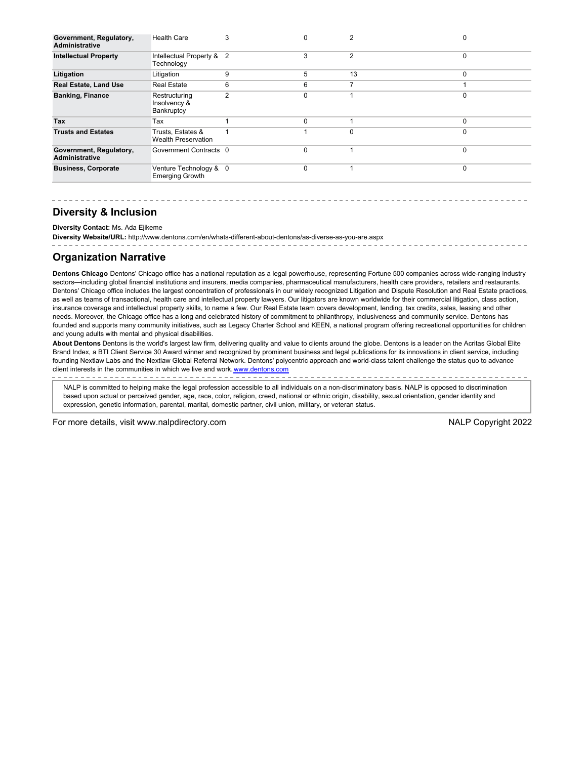| | | | | | |
|---|---|---|---|---|---|
| **Government, Regulatory, Administrative** | Health Care | 3 | 0 | 2 | 0 |
| **Intellectual Property** | Intellectual Property & Technology | 2 | 3 | 2 | 0 |
| **Litigation** | Litigation | 9 | 5 | 13 | 0 |
| **Real Estate, Land Use** | Real Estate | 6 | 6 | 7 | 1 |
| **Banking, Finance** | Restructuring Insolvency & Bankruptcy | 2 | 0 | 1 | 0 |
| **Tax** | Tax | 1 | 0 | 1 | 0 |
| **Trusts and Estates** | Trusts, Estates & Wealth Preservation | 1 | 1 | 0 | 0 |
| **Government, Regulatory, Administrative** | Government Contracts | 0 | 0 | 1 | 0 |
| **Business, Corporate** | Venture Technology & Emerging Growth | 0 | 0 | 1 | 0 |

## Diversity & Inclusion

**Diversity Contact:** Ms. Ada Ejikeme

**Diversity Website/URL:** http://www.dentons.com/en/whats-different-about-dentons/as-diverse-as-you-are.aspx

## Organization Narrative

**Dentons Chicago** Dentons' Chicago office has a national reputation as a legal powerhouse, representing Fortune 500 companies across wide-ranging industry sectors—including global financial institutions and insurers, media companies, pharmaceutical manufacturers, health care providers, retailers and restaurants. Dentons' Chicago office includes the largest concentration of professionals in our widely recognized Litigation and Dispute Resolution and Real Estate practices, as well as teams of transactional, health care and intellectual property lawyers. Our litigators are known worldwide for their commercial litigation, class action, insurance coverage and intellectual property skills, to name a few. Our Real Estate team covers development, lending, tax credits, sales, leasing and other needs. Moreover, the Chicago office has a long and celebrated history of commitment to philanthropy, inclusiveness and community service. Dentons has founded and supports many community initiatives, such as Legacy Charter School and KEEN, a national program offering recreational opportunities for children and young adults with mental and physical disabilities.

**About Dentons** Dentons is the world's largest law firm, delivering quality and value to clients around the globe. Dentons is a leader on the Acritas Global Elite Brand Index, a BTI Client Service 30 Award winner and recognized by prominent business and legal publications for its innovations in client service, including founding Nextlaw Labs and the Nextlaw Global Referral Network. Dentons' polycentric approach and world-class talent challenge the status quo to advance client interests in the communities in which we live and work. www.dentons.com

NALP is committed to helping make the legal profession accessible to all individuals on a non-discriminatory basis. NALP is opposed to discrimination based upon actual or perceived gender, age, race, color, religion, creed, national or ethnic origin, disability, sexual orientation, gender identity and expression, genetic information, parental, marital, domestic partner, civil union, military, or veteran status.

For more details, visit www.nalpdirectory.com

NALP Copyright 2022